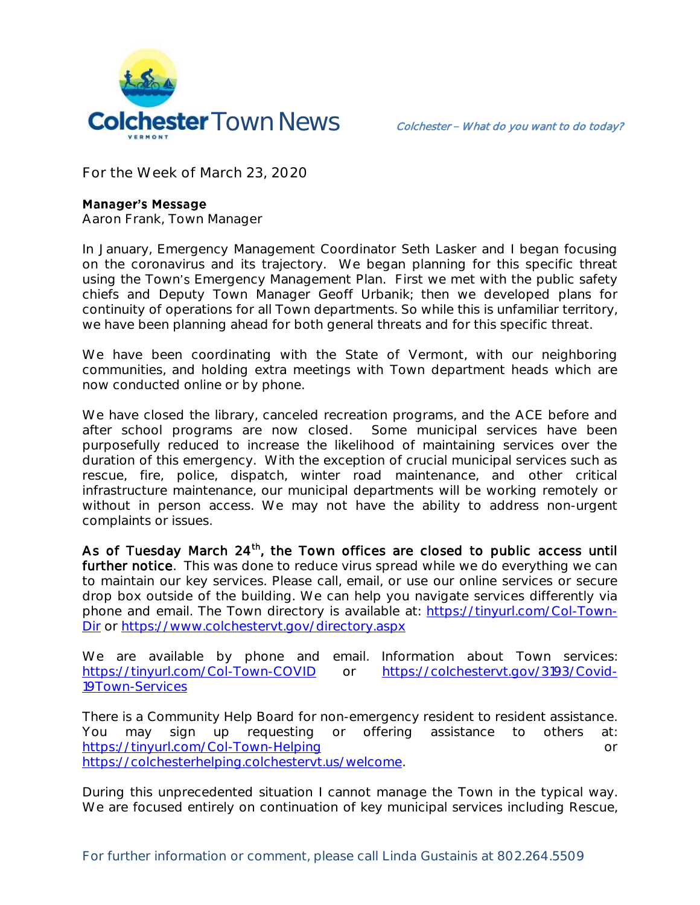# Colchester Town News

*Colchester – What do you want to do today?*

For the Week of March 23, 2020

**Manager's Message**
Aaron Frank, Town Manager

In January, Emergency Management Coordinator Seth Lasker and I began focusing on the coronavirus and its trajectory. We began planning for this specific threat using the Town's Emergency Management Plan. First we met with the public safety chiefs and Deputy Town Manager Geoff Urbanik; then we developed plans for continuity of operations for all Town departments. So while this is unfamiliar territory, we have been planning ahead for both general threats and for this specific threat.

We have been coordinating with the State of Vermont, with our neighboring communities, and holding extra meetings with Town department heads which are now conducted online or by phone.

We have closed the library, canceled recreation programs, and the ACE before and after school programs are now closed. Some municipal services have been purposefully reduced to increase the likelihood of maintaining services over the duration of this emergency. With the exception of crucial municipal services such as rescue, fire, police, dispatch, winter road maintenance, and other critical infrastructure maintenance, our municipal departments will be working remotely or without in person access. We may not have the ability to address non-urgent complaints or issues.

**As of Tuesday March 24th, the Town offices are closed to public access until further notice**. This was done to reduce virus spread while we do everything we can to maintain our key services. Please call, email, or use our online services or secure drop box outside of the building. We can help you navigate services differently via phone and email. The Town directory is available at: https://tinyurl.com/Col-Town-Dir or https://www.colchestervt.gov/directory.aspx

We are available by phone and email. Information about Town services: https://tinyurl.com/Col-Town-COVID or https://colchestervt.gov/3193/Covid-19Town-Services

There is a Community Help Board for non-emergency resident to resident assistance. You may sign up requesting or offering assistance to others at: https://tinyurl.com/Col-Town-Helping or https://colchesterhelping.colchestervt.us/welcome.

During this unprecedented situation I cannot manage the Town in the typical way. We are focused entirely on continuation of key municipal services including Rescue,

For further information or comment, please call Linda Gustainis at 802.264.5509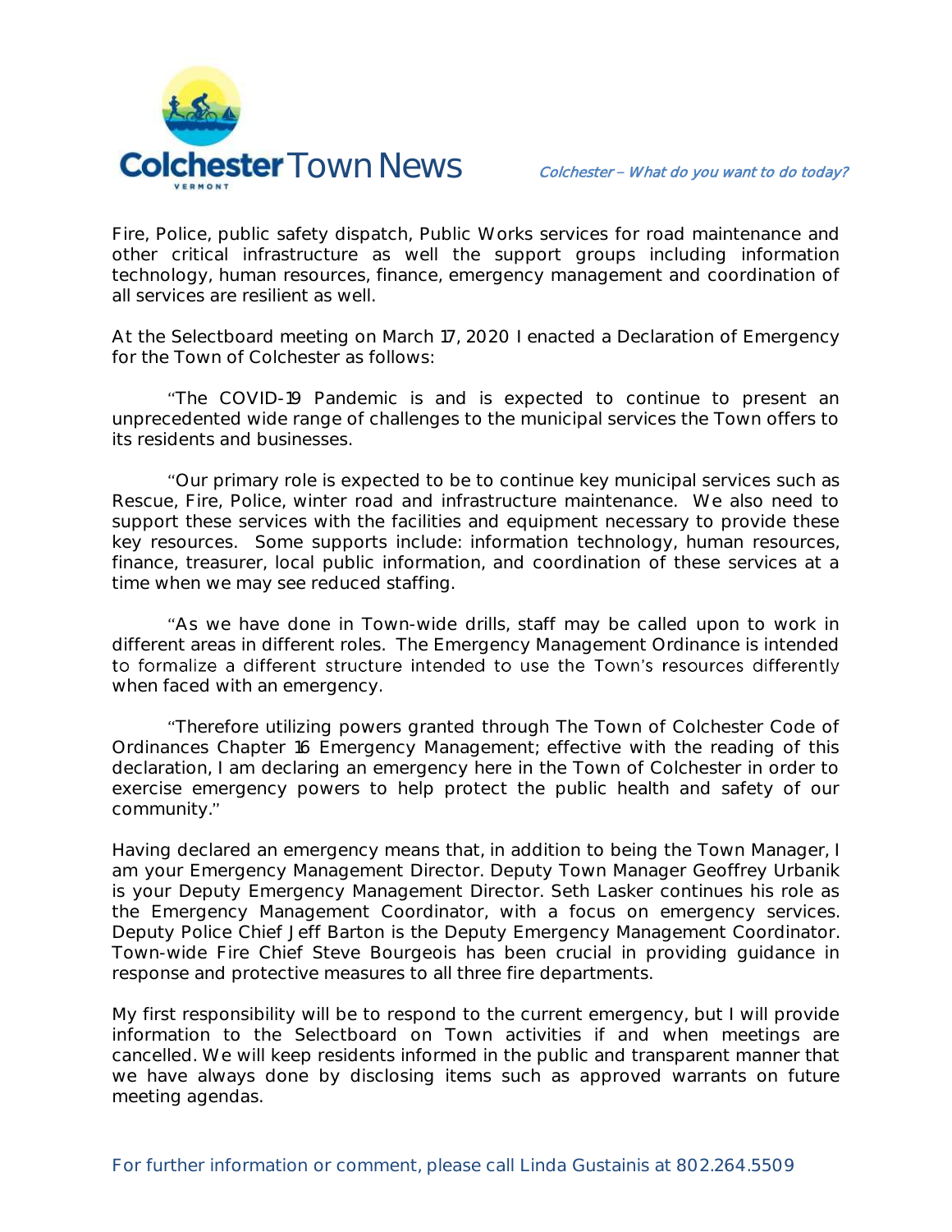Fire, Police, public safety dispatch, Public Works services for road maintenance and other critical infrastructure as well the support groups including information technology, human resources, finance, emergency management and coordination of all services are resilient as well.

At the Selectboard meeting on March 17, 2020 I enacted a Declaration of Emergency for the Town of Colchester as follows:

"The COVID-19 Pandemic is and is expected to continue to present an unprecedented wide range of challenges to the municipal services the Town offers to its residents and businesses.

"Our primary role is expected to be to continue key municipal services such as Rescue, Fire, Police, winter road and infrastructure maintenance. We also need to support these services with the facilities and equipment necessary to provide these key resources. Some supports include: information technology, human resources, finance, treasurer, local public information, and coordination of these services at a time when we may see reduced staffing.

"As we have done in Town-wide drills, staff may be called upon to work in different areas in different roles. The Emergency Management Ordinance is intended to formalize a different structure intended to use the Town's resources differently when faced with an emergency.

"Therefore utilizing powers granted through The Town of Colchester Code of Ordinances Chapter 16 Emergency Management; effective with the reading of this declaration, I am declaring an emergency here in the Town of Colchester in order to exercise emergency powers to help protect the public health and safety of our community."

Having declared an emergency means that, in addition to being the Town Manager, I am your Emergency Management Director. Deputy Town Manager Geoffrey Urbanik is your Deputy Emergency Management Director. Seth Lasker continues his role as the Emergency Management Coordinator, with a focus on emergency services. Deputy Police Chief Jeff Barton is the Deputy Emergency Management Coordinator. Town-wide Fire Chief Steve Bourgeois has been crucial in providing guidance in response and protective measures to all three fire departments.

My first responsibility will be to respond to the current emergency, but I will provide information to the Selectboard on Town activities if and when meetings are cancelled. We will keep residents informed in the public and transparent manner that we have always done by disclosing items such as approved warrants on future meeting agendas.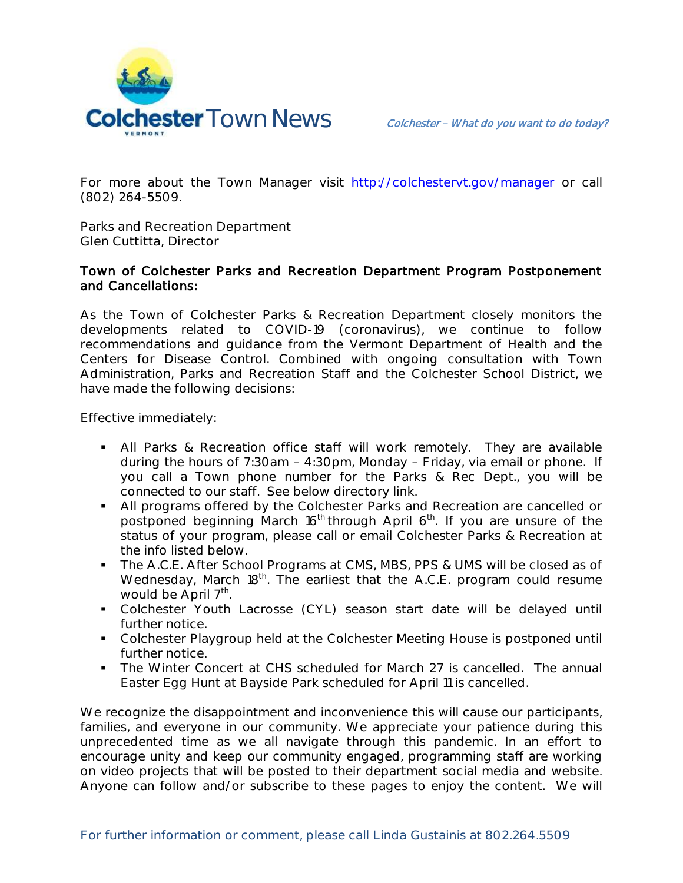For more about the Town Manager visit http://colchestervt.gov/manager or call (802) 264-5509.

Parks and Recreation Department
Glen Cuttitta, Director

**Town of Colchester Parks and Recreation Department Program Postponement and Cancellations:**

As the Town of Colchester Parks & Recreation Department closely monitors the developments related to COVID-19 (coronavirus), we continue to follow recommendations and guidance from the Vermont Department of Health and the Centers for Disease Control. Combined with ongoing consultation with Town Administration, Parks and Recreation Staff and the Colchester School District, we have made the following decisions:

Effective immediately:

- All Parks & Recreation office staff will work remotely. They are available during the hours of 7:30am – 4:30pm, Monday – Friday, via email or phone. If you call a Town phone number for the Parks & Rec Dept., you will be connected to our staff. See below directory link.
- All programs offered by the Colchester Parks and Recreation are cancelled or postponed beginning March 16th through April 6th. If you are unsure of the status of your program, please call or email Colchester Parks & Recreation at the info listed below.
- The A.C.E. After School Programs at CMS, MBS, PPS & UMS will be closed as of Wednesday, March 18th. The earliest that the A.C.E. program could resume would be April 7th.
- Colchester Youth Lacrosse (CYL) season start date will be delayed until further notice.
- Colchester Playgroup held at the Colchester Meeting House is postponed until further notice.
- The Winter Concert at CHS scheduled for March 27 is cancelled. The annual Easter Egg Hunt at Bayside Park scheduled for April 11 is cancelled.

We recognize the disappointment and inconvenience this will cause our participants, families, and everyone in our community. We appreciate your patience during this unprecedented time as we all navigate through this pandemic. In an effort to encourage unity and keep our community engaged, programming staff are working on video projects that will be posted to their department social media and website. Anyone can follow and/or subscribe to these pages to enjoy the content. We will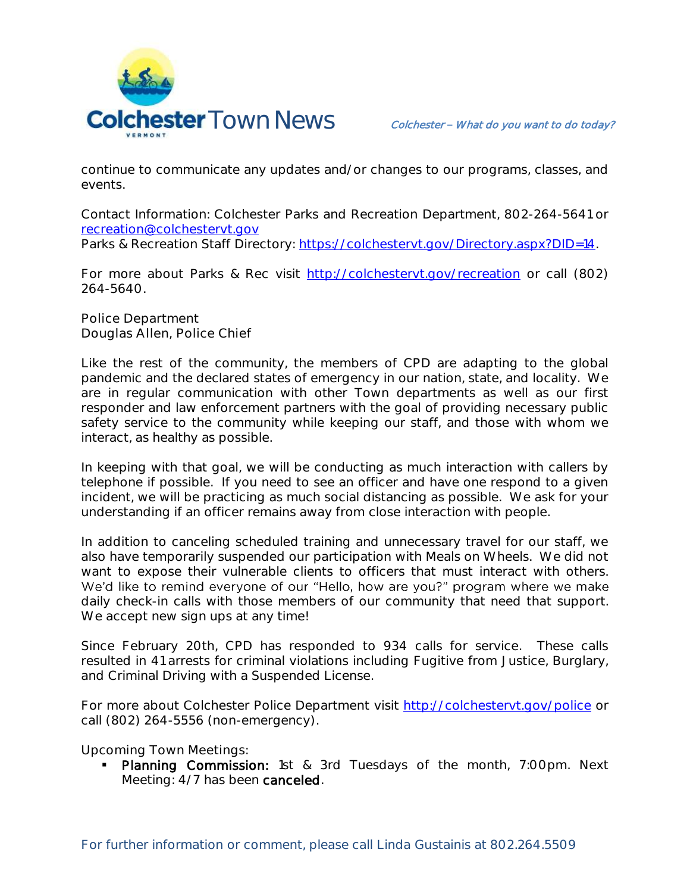continue to communicate any updates and/or changes to our programs, classes, and events.

Contact Information: Colchester Parks and Recreation Department, 802-264-5641 or [recreation@colchestervt.gov](mailto:recreation@colchestervt.gov)
Parks & Recreation Staff Directory: [https://colchestervt.gov/Directory.aspx?DID=14](https://colchestervt.gov/Directory.aspx?DID=14).

For more about Parks & Rec visit [http://colchestervt.gov/recreation](http://colchestervt.gov/recreation) or call (802) 264-5640.

Police Department
Douglas Allen, Police Chief

Like the rest of the community, the members of CPD are adapting to the global pandemic and the declared states of emergency in our nation, state, and locality. We are in regular communication with other Town departments as well as our first responder and law enforcement partners with the goal of providing necessary public safety service to the community while keeping our staff, and those with whom we interact, as healthy as possible.

In keeping with that goal, we will be conducting as much interaction with callers by telephone if possible. If you need to see an officer and have one respond to a given incident, we will be practicing as much social distancing as possible. We ask for your understanding if an officer remains away from close interaction with people.

In addition to canceling scheduled training and unnecessary travel for our staff, we also have temporarily suspended our participation with Meals on Wheels. We did not want to expose their vulnerable clients to officers that must interact with others. We'd like to remind everyone of our "Hello, how are you?" program where we make daily check-in calls with those members of our community that need that support. We accept new sign ups at any time!

Since February 20th, CPD has responded to 934 calls for service. These calls resulted in 41 arrests for criminal violations including Fugitive from Justice, Burglary, and Criminal Driving with a Suspended License.

For more about Colchester Police Department visit [http://colchestervt.gov/police](http://colchestervt.gov/police) or call (802) 264-5556 (non-emergency).

Upcoming Town Meetings:

- **Planning Commission:** 1st & 3rd Tuesdays of the month, 7:00pm. Next Meeting: 4/7 has been **canceled**.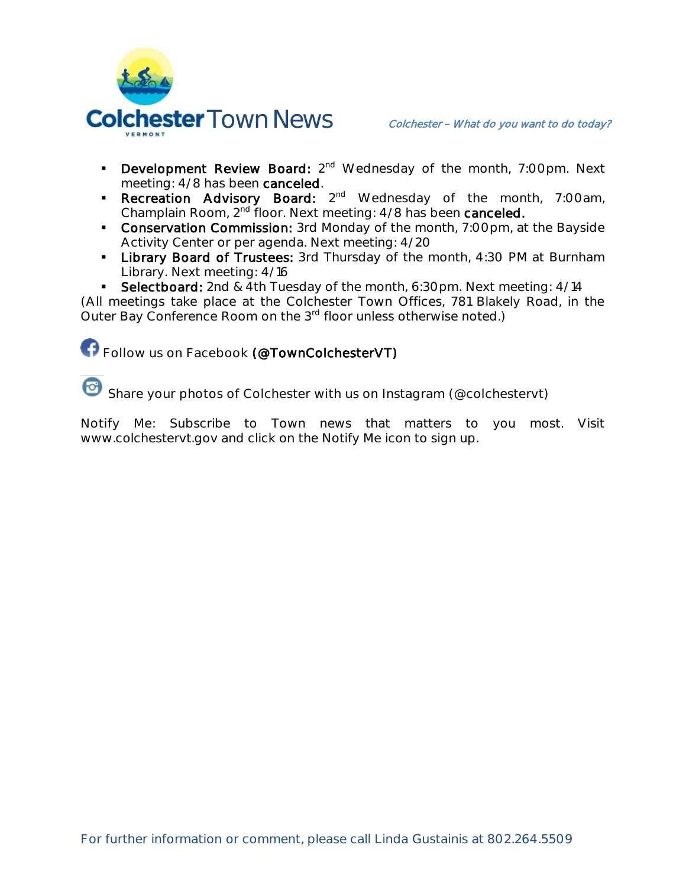- **Development Review Board:** 2nd Wednesday of the month, 7:00pm. Next meeting: 4/8 has been **canceled**.
- **Recreation Advisory Board:** 2nd Wednesday of the month, 7:00am, Champlain Room, 2nd floor. Next meeting: 4/8 has been **canceled.**
- **Conservation Commission:** 3rd Monday of the month, 7:00pm, at the Bayside Activity Center or per agenda. Next meeting: 4/20
- **Library Board of Trustees:** 3rd Thursday of the month, 4:30 PM at Burnham Library. Next meeting: 4/16
- **Selectboard:** 2nd & 4th Tuesday of the month, 6:30pm. Next meeting: 4/14

(All meetings take place at the Colchester Town Offices, 781 Blakely Road, in the Outer Bay Conference Room on the 3rd floor unless otherwise noted.)

Follow us on Facebook **(@TownColchesterVT)**

Share your photos of Colchester with us on Instagram (@colchestervt)

Notify Me: Subscribe to Town news that matters to you most. Visit www.colchestervt.gov and click on the Notify Me icon to sign up.